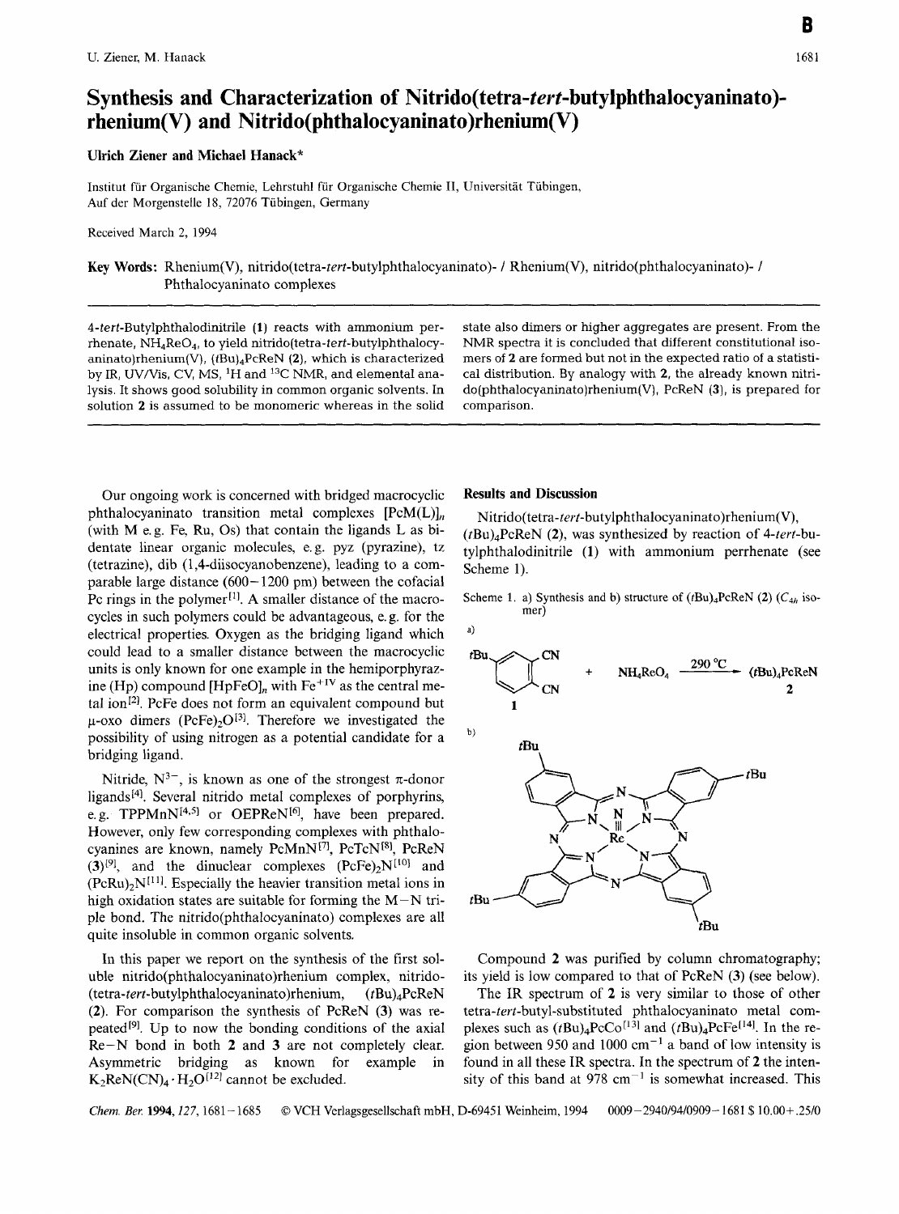# Synthesis and Characterization of Nitrido(tetra-*tert*-butylphthalocyaninato)-rhenium(V) and Nitrido(phthalocyaninato)rhenium(V)

**Ulrich Ziener and Michael Hanack***

Institut für Organische Chemie, Lehrstuhl für Organische Chemie II, Universität Tübingen, Auf der Morgenstelle 18, 72076 Tübingen, Germany

Received March 2, 1994

**Key Words:** Rhenium(V), nitrido(tetra-*tert*-butylphthalocyaninato)- / Rhenium(V), nitrido(phthalocyaninato)- / Phthalocyaninato complexes

4-*tert*-Butylphthalodinitrile (**1**) reacts with ammonium perrhenate, $NH_4ReO_4$, to yield nitrido(tetra-*tert*-butylphthalocyaninato)rhenium(V), $(tBu)_4PcReN$ (**2**), which is characterized by IR, UV/Vis, CV, MS, $^1H$ and $^{13}C$ NMR, and elemental analysis. It shows good solubility in common organic solvents. In solution **2** is assumed to be monomeric whereas in the solid state also dimers or higher aggregates are present. From the NMR spectra it is concluded that different constitutional isomers of **2** are formed but not in the expected ratio of a statistical distribution. By analogy with **2**, the already known nitrido(phthalocyaninato)rhenium(V), PcReN (**3**), is prepared for comparison.

---

Our ongoing work is concerned with bridged macrocyclic phthalocyaninato transition metal complexes $[PcM(L)]_n$ (with M e.g. Fe, Ru, Os) that contain the ligands L as bidentate linear organic molecules, e.g. pyz (pyrazine), tz (tetrazine), dib (1,4-diisocyanobenzene), leading to a comparable large distance (600–1200 pm) between the cofacial Pc rings in the polymer[1]. A smaller distance of the macrocycles in such polymers could be advantageous, e.g. for the electrical properties. Oxygen as the bridging ligand which could lead to a smaller distance between the macrocyclic units is only known for one example in the hemiporphyrazine (Hp) compound $[HpFeO]_n$ with $Fe^{+IV}$ as the central metal ion[2]. PcFe does not form an equivalent compound but μ-oxo dimers $(PcFe)_2O$[3]. Therefore we investigated the possibility of using nitrogen as a potential candidate for a bridging ligand.

Nitride, $N^{3-}$, is known as one of the strongest π-donor ligands[4]. Several nitrido metal complexes of porphyrins, e.g. TPPMnN[4,5] or OEPReN[6], have been prepared. However, only few corresponding complexes with phthalocyanines are known, namely PcMnN[7], PcTcN[8], PcReN (**3**)[9], and the dinuclear complexes $(PcFe)_2N$[10] and $(PcRu)_2N$[11]. Especially the heavier transition metal ions in high oxidation states are suitable for forming the M–N triple bond. The nitrido(phthalocyaninato) complexes are all quite insoluble in common organic solvents.

In this paper we report on the synthesis of the first soluble nitrido(phthalocyaninato)rhenium complex, nitrido(tetra-*tert*-butylphthalocyaninato)rhenium, $(tBu)_4PcReN$ (**2**). For comparison the synthesis of PcReN (**3**) was repeated[9]. Up to now the bonding conditions of the axial Re–N bond in both **2** and **3** are not completely clear. Asymmetric bridging as known for example in $K_2ReN(CN)_4 \cdot H_2O$[12] cannot be excluded.

## Results and Discussion

Nitrido(tetra-*tert*-butylphthalocyaninato)rhenium(V), $(tBu)_4PcReN$ (**2**), was synthesized by reaction of 4-*tert*-butylphthalodinitrile (**1**) with ammonium perrhenate (see Scheme 1).

Scheme 1. a) Synthesis and b) structure of $(tBu)_4PcReN$ (**2**) ($C_{4h}$ isomer)

a) **1** + $NH_4ReO_4$ $\xrightarrow{290\,°C}$ $(tBu)_4PcReN$ **2**

Compound **2** was purified by column chromatography; its yield is low compared to that of PcReN (**3**) (see below).

The IR spectrum of **2** is very similar to those of other tetra-*tert*-butyl-substituted phthalocyaninato metal complexes such as $(tBu)_4PcCo$[13] and $(tBu)_4PcFe$[14]. In the region between 950 and 1000 $cm^{-1}$ a band of low intensity is found in all these IR spectra. In the spectrum of **2** the intensity of this band at 978 $cm^{-1}$ is somewhat increased. This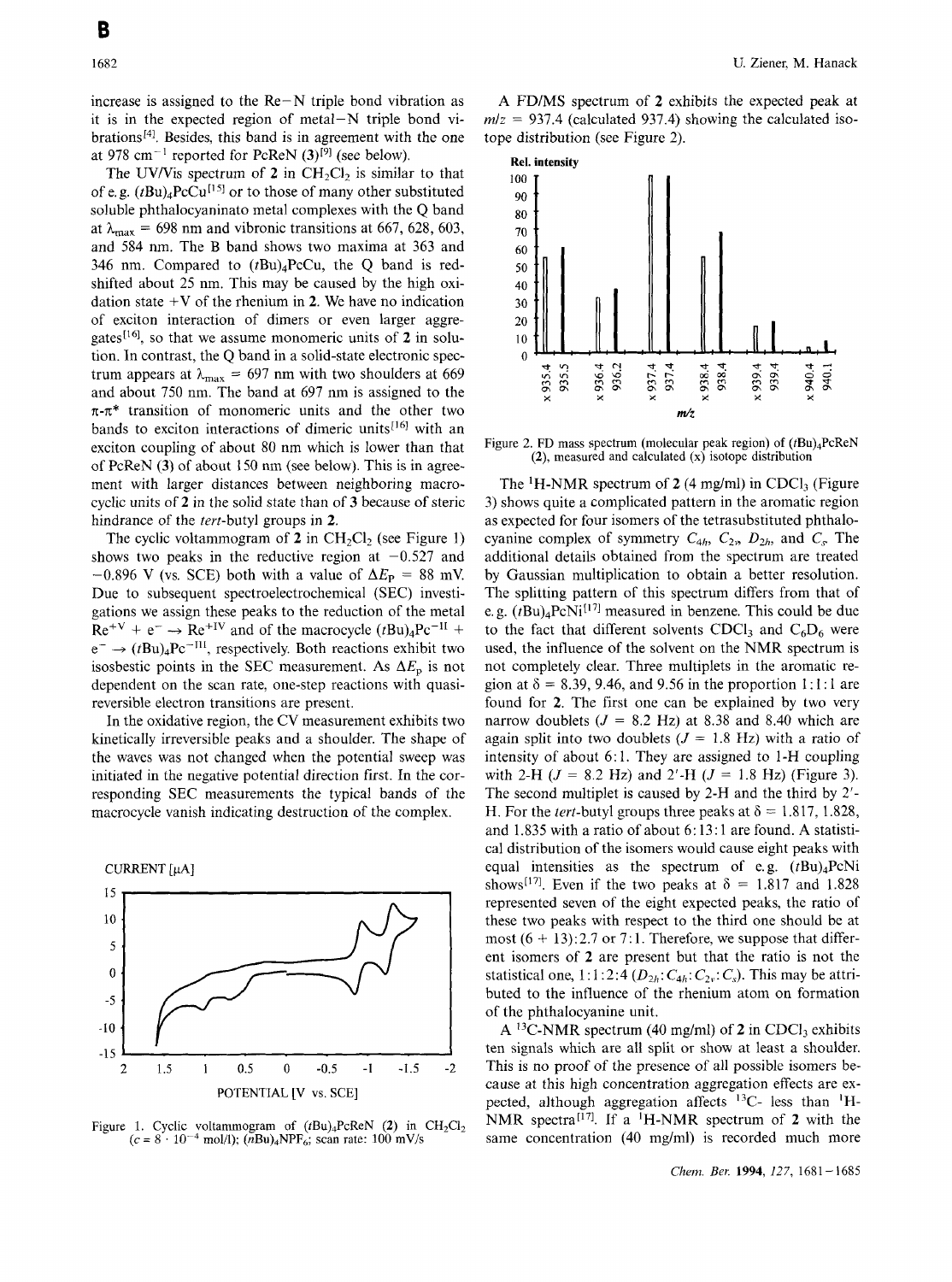increase is assigned to the Re−N triple bond vibration as it is in the expected region of metal−N triple bond vibrations[4]. Besides, this band is in agreement with the one at 978 $cm^{-1}$ reported for PcReN (3)[9] (see below).

The UV/Vis spectrum of 2 in $CH_2Cl_2$ is similar to that of e.g. $(tBu)_4PcCu$[15] or to those of many other substituted soluble phthalocyaninato metal complexes with the Q band at $\lambda_{max}$ = 698 nm and vibronic transitions at 667, 628, 603, and 584 nm. The B band shows two maxima at 363 and 346 nm. Compared to $(tBu)_4PcCu$, the Q band is red-shifted about 25 nm. This may be caused by the high oxidation state +V of the rhenium in 2. We have no indication of exciton interaction of dimers or even larger aggregates[16], so that we assume monomeric units of 2 in solution. In contrast, the Q band in a solid-state electronic spectrum appears at $\lambda_{max}$ = 697 nm with two shoulders at 669 and about 750 nm. The band at 697 nm is assigned to the $\pi$-$\pi^*$ transition of monomeric units and the other two bands to exciton interactions of dimeric units[16] with an exciton coupling of about 80 nm which is lower than that of PcReN (3) of about 150 nm (see below). This is in agreement with larger distances between neighboring macrocyclic units of 2 in the solid state than of 3 because of steric hindrance of the *tert*-butyl groups in 2.

The cyclic voltammogram of 2 in $CH_2Cl_2$ (see Figure 1) shows two peaks in the reductive region at −0.527 and −0.896 V (vs. SCE) both with a value of $\Delta E_P$ = 88 mV. Due to subsequent spectroelectrochemical (SEC) investigations we assign these peaks to the reduction of the metal $Re^{+V} + e^- \rightarrow Re^{+IV}$ and of the macrocycle $(tBu)_4Pc^{-II} + e^- \rightarrow (tBu)_4Pc^{-III}$, respectively. Both reactions exhibit two isosbestic points in the SEC measurement. As $\Delta E_p$ is not dependent on the scan rate, one-step reactions with quasi-reversible electron transitions are present.

In the oxidative region, the CV measurement exhibits two kinetically irreversible peaks and a shoulder. The shape of the waves was not changed when the potential sweep was initiated in the negative potential direction first. In the corresponding SEC measurements the typical bands of the macrocycle vanish indicating destruction of the complex.

Figure 1. Cyclic voltammogram of $(tBu)_4PcReN$ (2) in $CH_2Cl_2$ ($c = 8 \cdot 10^{-4}$ mol/l); $(nBu)_4NPF_6$; scan rate: 100 mV/s

A FD/MS spectrum of 2 exhibits the expected peak at $m/z$ = 937.4 (calculated 937.4) showing the calculated isotope distribution (see Figure 2).

Figure 2. FD mass spectrum (molecular peak region) of $(tBu)_4PcReN$ (2), measured and calculated (x) isotope distribution

The $^1$H-NMR spectrum of 2 (4 mg/ml) in $CDCl_3$ (Figure 3) shows quite a complicated pattern in the aromatic region as expected for four isomers of the tetrasubstituted phthalocyanine complex of symmetry $C_{4h}$, $C_{2v}$, $D_{2h}$, and $C_s$. The additional details obtained from the spectrum are treated by Gaussian multiplication to obtain a better resolution. The splitting pattern of this spectrum differs from that of e.g. $(tBu)_4PcNi$[17] measured in benzene. This could be due to the fact that different solvents $CDCl_3$ and $C_6D_6$ were used, the influence of the solvent on the NMR spectrum is not completely clear. Three multiplets in the aromatic region at δ = 8.39, 9.46, and 9.56 in the proportion 1:1:1 are found for 2. The first one can be explained by two very narrow doublets ($J$ = 8.2 Hz) at 8.38 and 8.40 which are again split into two doublets ($J$ = 1.8 Hz) with a ratio of intensity of about 6:1. They are assigned to 1-H coupling with 2-H ($J$ = 8.2 Hz) and 2'-H ($J$ = 1.8 Hz) (Figure 3). The second multiplet is caused by 2-H and the third by 2'-H. For the *tert*-butyl groups three peaks at δ = 1.817, 1.828, and 1.835 with a ratio of about 6:13:1 are found. A statistical distribution of the isomers would cause eight peaks with equal intensities as the spectrum of e.g. $(tBu)_4PcNi$ shows[17]. Even if the two peaks at δ = 1.817 and 1.828 represented seven of the eight expected peaks, the ratio of these two peaks with respect to the third one should be at most (6 + 13):2.7 or 7:1. Therefore, we suppose that different isomers of 2 are present but that the ratio is not the statistical one, 1:1:2:4 ($D_{2h}$:$C_{4h}$:$C_{2v}$:$C_s$). This may be attributed to the influence of the rhenium atom on formation of the phthalocyanine unit.

A $^{13}$C-NMR spectrum (40 mg/ml) of 2 in $CDCl_3$ exhibits ten signals which are all split or show at least a shoulder. This is no proof of the presence of all possible isomers because at this high concentration aggregation effects are expected, although aggregation affects $^{13}$C- less than $^1$H-NMR spectra[17]. If a $^1$H-NMR spectrum of 2 with the same concentration (40 mg/ml) is recorded much more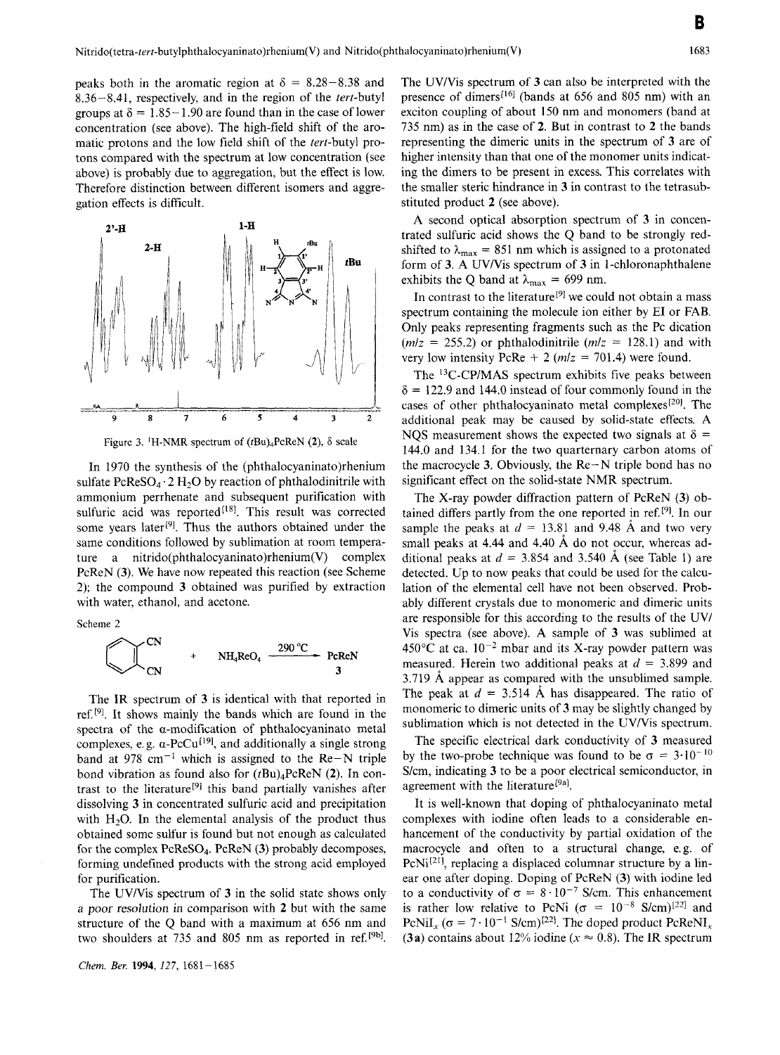peaks both in the aromatic region at δ = 8.28–8.38 and 8.36–8.41, respectively, and in the region of the *tert*-butyl groups at δ = 1.85–1.90 are found than in the case of lower concentration (see above). The high-field shift of the aromatic protons and the low field shift of the *tert*-butyl protons compared with the spectrum at low concentration (see above) is probably due to aggregation, but the effect is low. Therefore distinction between different isomers and aggregation effects is difficult.

Figure 3. $^1$H-NMR spectrum of $(t\text{Bu})_4$PcReN (2), δ scale

In 1970 the synthesis of the (phthalocyaninato)rhenium sulfate $PcReSO_4 \cdot 2\,H_2O$ by reaction of phthalodinitrile with ammonium perrhenate and subsequent purification with sulfuric acid was reported[18]. This result was corrected some years later[9]. Thus the authors obtained under the same conditions followed by sublimation at room temperature a nitrido(phthalocyaninato)rhenium(V) complex PcReN (3). We have now repeated this reaction (see Scheme 2); the compound 3 obtained was purified by extraction with water, ethanol, and acetone.

Scheme 2

phthalodinitrile + $NH_4ReO_4$ $\xrightarrow{290\,°C}$ PcReN (3)

The IR spectrum of 3 is identical with that reported in ref.[9]. It shows mainly the bands which are found in the spectra of the α-modification of phthalocyaninato metal complexes, e.g. α-PcCu[19], and additionally a single strong band at 978 $cm^{-1}$ which is assigned to the Re–N triple bond vibration as found also for $(t\text{Bu})_4$PcReN (2). In contrast to the literature[9] this band partially vanishes after dissolving 3 in concentrated sulfuric acid and precipitation with $H_2O$. In the elemental analysis of the product thus obtained some sulfur is found but not enough as calculated for the complex $PcReSO_4$. PcReN (3) probably decomposes, forming undefined products with the strong acid employed for purification.

The UV/Vis spectrum of 3 in the solid state shows only a poor resolution in comparison with 2 but with the same structure of the Q band with a maximum at 656 nm and two shoulders at 735 and 805 nm as reported in ref.[9b]. The UV/Vis spectrum of 3 can also be interpreted with the presence of dimers[16] (bands at 656 and 805 nm) with an exciton coupling of about 150 nm and monomers (band at 735 nm) as in the case of 2. But in contrast to 2 the bands representing the dimeric units in the spectrum of 3 are of higher intensity than that one of the monomer units indicating the dimers to be present in excess. This correlates with the smaller steric hindrance in 3 in contrast to the tetrasubstituted product 2 (see above).

A second optical absorption spectrum of 3 in concentrated sulfuric acid shows the Q band to be strongly red-shifted to $\lambda_{max}$ = 851 nm which is assigned to a protonated form of 3. A UV/Vis spectrum of 3 in 1-chloronaphthalene exhibits the Q band at $\lambda_{max}$ = 699 nm.

In contrast to the literature[9] we could not obtain a mass spectrum containing the molecule ion either by EI or FAB. Only peaks representing fragments such as the Pc dication ($m/z$ = 255.2) or phthalodinitrile ($m/z$ = 128.1) and with very low intensity PcRe + 2 ($m/z$ = 701.4) were found.

The $^{13}$C-CP/MAS spectrum exhibits five peaks between δ = 122.9 and 144.0 instead of four commonly found in the cases of other phthalocyaninato metal complexes[20]. The additional peak may be caused by solid-state effects. A NQS measurement shows the expected two signals at δ = 144.0 and 134.1 for the two quarternary carbon atoms of the macrocycle 3. Obviously, the Re–N triple bond has no significant effect on the solid-state NMR spectrum.

The X-ray powder diffraction pattern of PcReN (3) obtained differs partly from the one reported in ref.[9]. In our sample the peaks at $d$ = 13.81 and 9.48 Å and two very small peaks at 4.44 and 4.40 Å do not occur, whereas additional peaks at $d$ = 3.854 and 3.540 Å (see Table 1) are detected. Up to now peaks that could be used for the calculation of the elemental cell have not been observed. Probably different crystals due to monomeric and dimeric units are responsible for this according to the results of the UV/Vis spectra (see above). A sample of 3 was sublimed at 450°C at ca. $10^{-2}$ mbar and its X-ray powder pattern was measured. Herein two additional peaks at $d$ = 3.899 and 3.719 Å appear as compared with the unsublimed sample. The peak at $d$ = 3.514 Å has disappeared. The ratio of monomeric to dimeric units of 3 may be slightly changed by sublimation which is not detected in the UV/Vis spectrum.

The specific electrical dark conductivity of 3 measured by the two-probe technique was found to be $\sigma = 3 \cdot 10^{-10}$ S/cm, indicating 3 to be a poor electrical semiconductor, in agreement with the literature[9a].

It is well-known that doping of phthalocyaninato metal complexes with iodine often leads to a considerable enhancement of the conductivity by partial oxidation of the macrocycle and often to a structural change, e.g. of PcNi[21], replacing a displaced columnar structure by a linear one after doping. Doping of PcReN (3) with iodine led to a conductivity of $\sigma = 8 \cdot 10^{-7}$ S/cm. This enhancement is rather low relative to PcNi ($\sigma = 10^{-8}$ S/cm)[22] and $PcNiI_x$ ($\sigma = 7 \cdot 10^{-1}$ S/cm)[22]. The doped product $PcReNI_x$ (3a) contains about 12% iodine ($x \approx 0.8$). The IR spectrum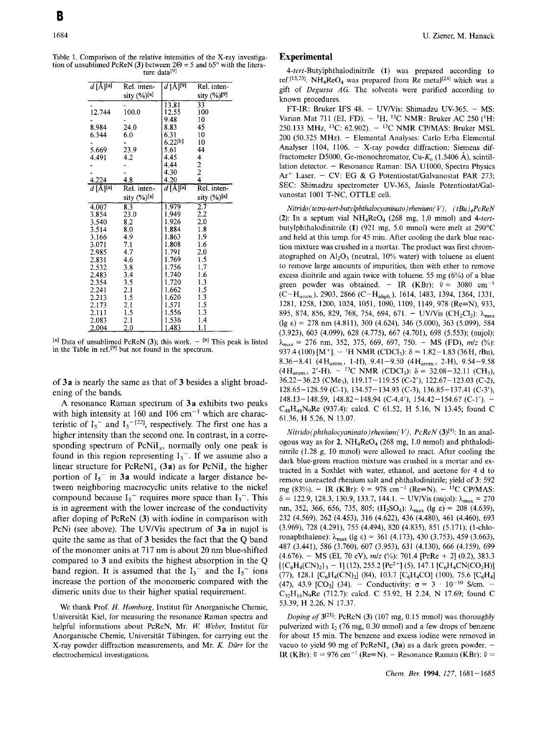Table 1. Comparison of the relative intensities of the X-ray investigation of unsublimed PcReN (3) between 2Θ = 5 and 65° with the literature data[9]

| d [Å][a] | Rel. intensity (%)[a] | d [Å][9] | Rel. intensity (%)[9] |
|---|---|---|---|
| - | - | 13.81 | 33 |
| 12.744 | 100.0 | 12.55 | 100 |
| - | - | 9.48 | 10 |
| 8.984 | 24.0 | 8.83 | 45 |
| 6.344 | 6.0 | 6.31 | 10 |
| - | - | 6.22[b] | 10 |
| 5.669 | 23.9 | 5.61 | 44 |
| 4.491 | 4.2 | 4.45 | 4 |
| - | - | 4.44 | 2 |
| - | - | 4.30 | 2 |
| 4.224 | 4.8 | 4.20 | 4 |
| **d [Å][a]** | **Rel. intensity (%)[a]** | **d [Å][a]** | **Rel. intensity (%)[a]** |
| 4.007 | 8.3 | 1.979 | 2.7 |
| 3.854 | 23.0 | 1.949 | 2.2 |
| 3.540 | 8.2 | 1.926 | 2.0 |
| 3.514 | 8.0 | 1.884 | 1.8 |
| 3.166 | 4.9 | 1.863 | 1.9 |
| 3.071 | 7.1 | 1.808 | 1.6 |
| 2.985 | 4.7 | 1.791 | 2.0 |
| 2.831 | 4.6 | 1.769 | 1.5 |
| 2.532 | 3.8 | 1.756 | 1.7 |
| 2.483 | 3.4 | 1.740 | 1.6 |
| 2.354 | 3.5 | 1.720 | 1.3 |
| 2.241 | 2.1 | 1.662 | 1.5 |
| 2.213 | 1.5 | 1.620 | 1.3 |
| 2.173 | 2.1 | 1.571 | 1.5 |
| 2.111 | 1.5 | 1.556 | 1.3 |
| 2.083 | 2.1 | 1.536 | 1.4 |
| 2.004 | 2.0 | 1.483 | 1.1 |

[a] Data of unsublimed PcReN (3); this work. – [b] This peak is listed in the Table in ref.[9] but not found in the spectrum.

of **3a** is nearly the same as that of **3** besides a slight broadening of the bands.

A resonance Raman spectrum of **3a** exhibits two peaks with high intensity at 160 and 106 $cm^{-1}$ which are characteristic of $I_5^-$ and $I_3^-$[22], respectively. The first one has a higher intensity than the second one. In contrast, in a corresponding spectrum of $PcNiI_x$, normally only one peak is found in this region representing $I_3^-$. If we assume also a linear structure for $PcReNI_x$ (**3a**) as for $PcNiI_x$ the higher portion of $I_5^-$ in **3a** would indicate a larger distance between neighboring macrocyclic units relative to the nickel compound because $I_5^-$ requires more space than $I_3^-$. This is in agreement with the lower increase of the conductivity after doping of PcReN (**3**) with iodine in comparison with PcNi (see above). The UV/Vis spectrum of **3a** in nujol is quite the same as that of **3** besides the fact that the Q band of the monomer units at 717 nm is about 20 nm blue-shifted compared to **3** and exibits the highest absorption in the Q band region. It is assumed that the $I_3^-$ and the $I_5^-$ ions increase the portion of the monomeric compared with the dimeric units due to their higher spatial requirement.

We thank Prof. *H. Homborg*, Institut für Anorganische Chemie, Universität Kiel, for measuring the resonance Raman spectra and helpful informations about PcReN, Mr. *W. Weber*, Institut für Anorganische Chemie, Universität Tübingen, for carrying out the X-ray powder diffraction measurements, and Mr. *K. Dürr* for the electrochemical investigations.

## Experimental

4-*tert*-Butylphthalodinitrile (**1**) was prepared according to ref.[15,23]. $NH_4ReO_4$ was prepared from Re metal[24] which was a gift of *Degussa AG*. The solvents were purified according to known procedures.

FT-IR: Bruker IFS 48. – UV/Vis: Shimadzu UV-365. – MS: Varian Mat 711 (EI, FD). – $^1H$, $^{13}C$ NMR: Bruker AC 250 ($^1H$: 250.133 MHz, $^{13}C$: 62.902). – $^{13}C$ NMR CP/MAS: Bruker MSL 200 (50.325 MHz). – Elemental Analyses: Carlo Erba Elemental Analyser 1104, 1106. – X-ray powder diffraction: Siemens diffractometer D5000, Ge-monochromator, Cu-$K_\alpha$ (1.5406 Å), scintillation detector. – Resonance Raman: ISA U1000, Spectra Physics $Ar^+$ Laser. – CV: EG & G Potentiostat/Galvanostat PAR 273; SEC: Shimadzu spectrometer UV-365, Jaissle Potentiostat/Galvanostat 1001 T-NC, OTTLE cell.

*Nitrido(tetra-tert-butylphthalocyaninato)rhenium(V), (tBu)₄PcReN* (**2**): In a septum vial $NH_4ReO_4$ (268 mg, 1.0 mmol) and 4-*tert*-butylphthalodinitrile (**1**) (921 mg, 5.0 mmol) were melt at 290°C and held at this temp. for 45 min. After cooling the dark blue reaction mixture was crushed in a mortar. The product was first chromatographed on $Al_2O_3$ (neutral, 10% water) with toluene as eluent to remove large amounts of impurities, then with ether to remove excess dinitrile and again twice with toluene. 55 mg (6%) of a blue green powder was obtained. – IR (KBr): $\tilde{\nu}$ = 3080 $cm^{-1}$ ($C-H_{arom.}$), 2903, 2866 ($C-H_{aliph.}$), 1614, 1483, 1394, 1364, 1331, 1281, 1258, 1200, 1024, 1051, 1090, 1109, 1149, 978 (Re≡N), 933, 895, 874, 856, 829, 768, 754, 694, 671. – UV/Vis ($CH_2Cl_2$): $\lambda_{max}$ (lg ε) = 278 nm (4.811), 300 (4.624), 346 (5.000), 363 (5.099), 584 (3.923), 603 (4.099), 628 (4.775), 667 (4.701), 698 (5.553); (nujol): $\lambda_{max}$ = 276 nm, 352, 375, 669, 697, 750. – MS (FD), *m/z* (%): 937.4 (100) [$M^+$]. – $^1H$ NMR ($CDCl_3$): δ = 1.82–1.83 (36 H, *t*Bu), 8.36–8.41 (4 $H_{arom.}$, 1-H), 9.41–9.50 (4 $H_{arom.}$, 2-H), 9.54–9.58 (4 $H_{arom.}$, 2′-H). – $^{13}C$ NMR ($CDCl_3$): δ = 32.08–32.11 ($CH_3$), 36.22–36.23 ($CMe_3$), 119.17–119.55 (C-2′), 122.67–123.03 (C-2), 128.65–128.59 (C-1), 134.57–134.93 (C-3), 136.85–137.41 (C-3′), 148.13–148.59, 148.82–148.94 (C-4,4′), 154.42–154.67 (C-1′). – $C_{48}H_{48}N_9Re$ (937.4): calcd. C 61.52, H 5.16, N 13.45; found C 61.36, H 5.26, N 13.07.

*Nitrido(phthalocyaninato)rhenium(V), PcReN* (**3**)[9]: In an analogous way as for **2**, $NH_4ReO_4$ (268 mg, 1.0 mmol) and phthalodinitrile (1.28 g, 10 mmol) were allowed to react. After cooling the dark blue-green reaction mixture was crushed in a mortar and extracted in a Soxhlet with water, ethanol, and acetone for 4 d to remove unreacted rhenium salt and phthalodinitrile; yield of **3**: 592 mg (83%). – IR (KBr): $\tilde{\nu}$ = 978 $cm^{-1}$ (Re≡N). – $^{13}C$ CP/MAS: δ = 122.9, 128.3, 130.9, 133.7, 144.1. – UV/Vis (nujol): $\lambda_{max}$ = 270 nm, 352, 366, 656, 735, 805; ($H_2SO_4$): $\lambda_{max}$ (lg ε) = 208 (4.639), 232 (4.569), 262 (4.453), 316 (4.622), 436 (4.480), 461 (4.460), 693 (3.969), 728 (4.291), 755 (4.494), 820 (4.835), 851 (5.171); (1-chloronaphthalene): $\lambda_{max}$ (lg ε) = 361 (4.173), 430 (3.753), 459 (3.663), 487 (3.441), 586 (3.760), 607 (3.953), 631 (4.130), 666 (4.159), 699 (4.676). – MS (EI, 70 eV), *m/z* (%): 701.4 [PcRe + 2] (0.2), 383.3 [$\{C_6H_4(CN)_2\}_3$ – 1] (12), 255.2 [$Pc^{2+}$] (5), 147.1 [$C_6H_4CN(CO_2H)$] (77), 128.1 [$C_6H_4(CN)_2$] (84), 103.7 [$C_6H_4CO$] (100), 75.6 [$C_6H_4$] (47), 43.9 [$CO_2$] (34). – Conductivity: σ = 3 · $10^{-10}$ S/cm. – $C_{32}H_{16}N_9Re$ (712.7): calcd. C 53.92, H 2.24, N 17.69; found C 53.39, H 2.26, N 17.37.

*Doping of* **3**[21]: PcReN (**3**) (107 mg, 0.15 mmol) was thoroughly pulverized with $I_2$ (76 mg, 0.30 mmol) and a few drops of benzene for about 15 min. The benzene and excess iodine were removed in vacuo to yield 90 mg of $PcReNI_x$ (**3a**) as a dark green powder. – IR (KBr): $\tilde{\nu}$ = 976 $cm^{-1}$ (Re≡N). – Resonance Raman (KBr): $\tilde{\nu}$ =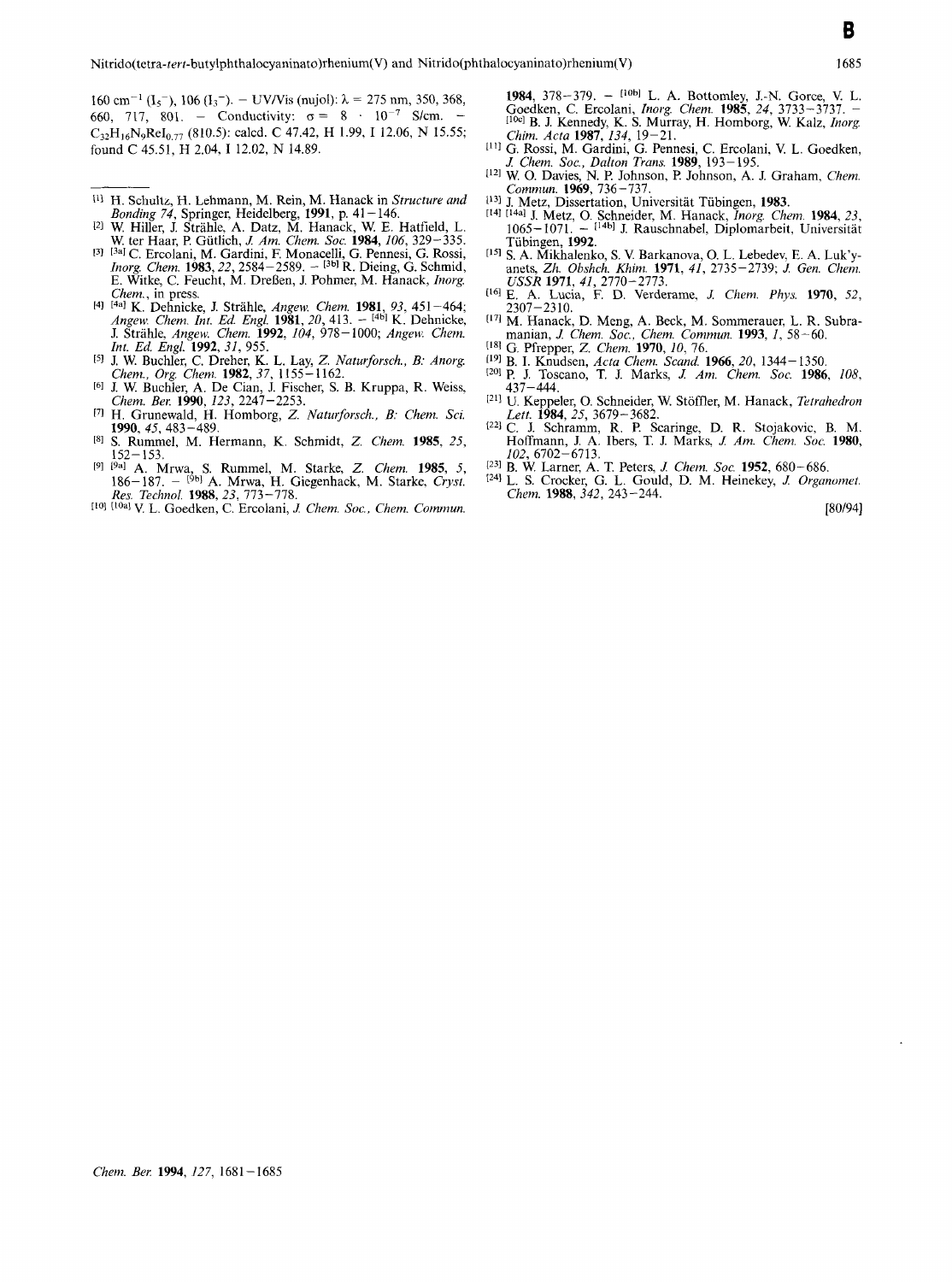160 cm$^{-1}$ ($I_5^-$), 106 ($I_3^-$). – UV/Vis (nujol): $\lambda$ = 275 nm, 350, 368, 660, 717, 801. – Conductivity: $\sigma = 8 \cdot 10^{-7}$ S/cm. – $C_{32}H_{16}N_9ReI_{0.77}$ (810.5): calcd. C 47.42, H 1.99, I 12.06, N 15.55; found C 45.51, H 2.04, I 12.02, N 14.89.

---

[1] H. Schultz, H. Lehmann, M. Rein, M. Hanack in *Structure and Bonding 74*, Springer, Heidelberg, **1991**, p. 41–146.

[2] W. Hiller, J. Strähle, A. Datz, M. Hanack, W. E. Hatfield, L. W. ter Haar, P. Gütlich, *J. Am. Chem. Soc.* **1984**, *106*, 329–335.

[3] [3a] C. Ercolani, M. Gardini, F. Monacelli, G. Pennesi, G. Rossi, *Inorg. Chem.* **1983**, *22*, 2584–2589. – [3b] R. Dieing, G. Schmid, E. Witke, C. Feucht, M. Dreßen, J. Pohmer, M. Hanack, *Inorg. Chem.*, in press.

[4] [4a] K. Dehnicke, J. Strähle, *Angew. Chem.* **1981**, *93*, 451–464; *Angew. Chem. Int. Ed. Engl.* **1981**, *20*, 413. – [4b] K. Dehnicke, J. Strähle, *Angew. Chem.* **1992**, *104*, 978–1000; *Angew. Chem. Int. Ed. Engl.* **1992**, *31*, 955.

[5] J. W. Buchler, C. Dreher, K. L. Lay, *Z. Naturforsch., B: Anorg. Chem., Org. Chem.* **1982**, *37*, 1155–1162.

[6] J. W. Buchler, A. De Cian, J. Fischer, S. B. Kruppa, R. Weiss, *Chem. Ber.* **1990**, *123*, 2247–2253.

[7] H. Grunewald, H. Homborg, *Z. Naturforsch., B: Chem. Sci.* **1990**, *45*, 483–489.

[8] S. Rummel, M. Hermann, K. Schmidt, *Z. Chem.* **1985**, *25*, 152–153.

[9] [9a] A. Mrwa, S. Rummel, M. Starke, *Z. Chem.* **1985**, *5*, 186–187. – [9b] A. Mrwa, H. Giegenhack, M. Starke, *Cryst. Res. Technol.* **1988**, *23*, 773–778.

[10] [10a] V. L. Goedken, C. Ercolani, *J. Chem. Soc., Chem. Commun.* **1984**, 378–379. – [10b] L. A. Bottomley, J.-N. Gorce, V. L. Goedken, C. Ercolani, *Inorg. Chem.* **1985**, *24*, 3733–3737. – [10c] B. J. Kennedy, K. S. Murray, H. Homborg, W. Kalz, *Inorg. Chim. Acta* **1987**, *134*, 19–21.

[11] G. Rossi, M. Gardini, G. Pennesi, C. Ercolani, V. L. Goedken, *J. Chem. Soc., Dalton Trans.* **1989**, 193–195.

[12] W. O. Davies, N. P. Johnson, P. Johnson, A. J. Graham, *Chem. Commun.* **1969**, 736–737.

[13] J. Metz, Dissertation, Universität Tübingen, **1983**.

[14] [14a] J. Metz, O. Schneider, M. Hanack, *Inorg. Chem.* **1984**, *23*, 1065–1071. – [14b] J. Rauschnabel, Diplomarbeit, Universität Tübingen, **1992**.

[15] S. A. Mikhalenko, S. V. Barkanova, O. L. Lebedev, E. A. Luk'yanets, *Zh. Obshch. Khim.* **1971**, *41*, 2735–2739; *J. Gen. Chem. USSR* **1971**, *41*, 2770–2773.

[16] E. A. Lucia, F. D. Verderame, *J. Chem. Phys.* **1970**, *52*, 2307–2310.

[17] M. Hanack, D. Meng, A. Beck, M. Sommerauer, L. R. Subramanian, *J. Chem. Soc., Chem. Commun.* **1993**, *1*, 58–60.

[18] G. Pfrepper, *Z. Chem.* **1970**, *10*, 76.

[19] B. I. Knudsen, *Acta Chem. Scand.* **1966**, *20*, 1344–1350.

[20] P. J. Toscano, T. J. Marks, *J. Am. Chem. Soc.* **1986**, *108*, 437–444.

[21] U. Keppeler, O. Schneider, W. Stöffler, M. Hanack, *Tetrahedron Lett.* **1984**, *25*, 3679–3682.

[22] C. J. Schramm, R. P. Scaringe, D. R. Stojakovic, B. M. Hoffmann, J. A. Ibers, T. J. Marks, *J. Am. Chem. Soc.* **1980**, *102*, 6702–6713.

[23] B. W. Larner, A. T. Peters, *J. Chem. Soc.* **1952**, 680–686.

[24] L. S. Crocker, G. L. Gould, D. M. Heinekey, *J. Organomet. Chem.* **1988**, *342*, 243–244.

[80/94]